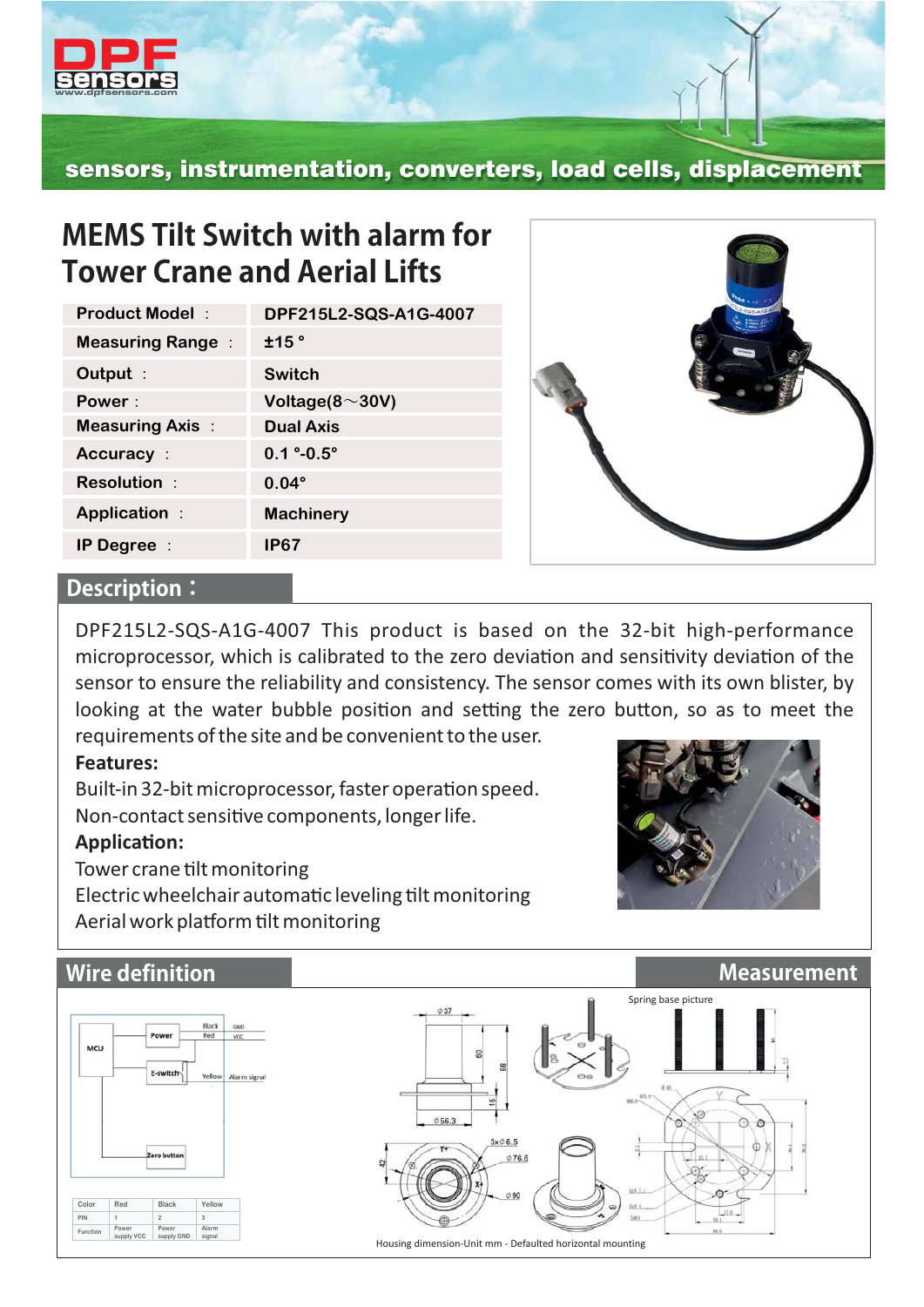sensors, instrumentation, converters, load cells, displacement

# MEMS Tilt Switch with alarm for Tower Crane and Aerial Lifts

| | |
|---|---|
| Product Model : | DPF215L2-SQS-A1G-4007 |
| Measuring Range : | ±15 ° |
| Output : | Switch |
| Power : | Voltage(8～30V) |
| Measuring Axis : | Dual Axis |
| Accuracy : | 0.1 °-0.5° |
| Resolution : | 0.04° |
| Application : | Machinery |
| IP Degree : | IP67 |

## Description：

DPF215L2-SQS-A1G-4007 This product is based on the 32-bit high-performance microprocessor, which is calibrated to the zero deviation and sensitivity deviation of the sensor to ensure the reliability and consistency. The sensor comes with its own blister, by looking at the water bubble position and setting the zero button, so as to meet the requirements of the site and be convenient to the user.

**Features:**

Built-in 32-bit microprocessor, faster operation speed.
Non-contact sensitive components, longer life.

**Application:**

Tower crane tilt monitoring
Electric wheelchair automatic leveling tilt monitoring
Aerial work platform tilt monitoring

## Wire definition

MCU
Power
Black GND
Red VCC
E-switch
Yellow Alarm signal
Zero button

| Color | Red | Black | Yellow |
|---|---|---|---|
| PIN | 1 | 2 | 3 |
| Function | Power supply VCC | Power supply GND | Alarm signal |

## Measurement

Spring base picture

ϕ37
60
88
15
ϕ56.3
3×ϕ6.5
ϕ76.6
ϕ90
42

Housing dimension-Unit mm - Defaulted horizontal mounting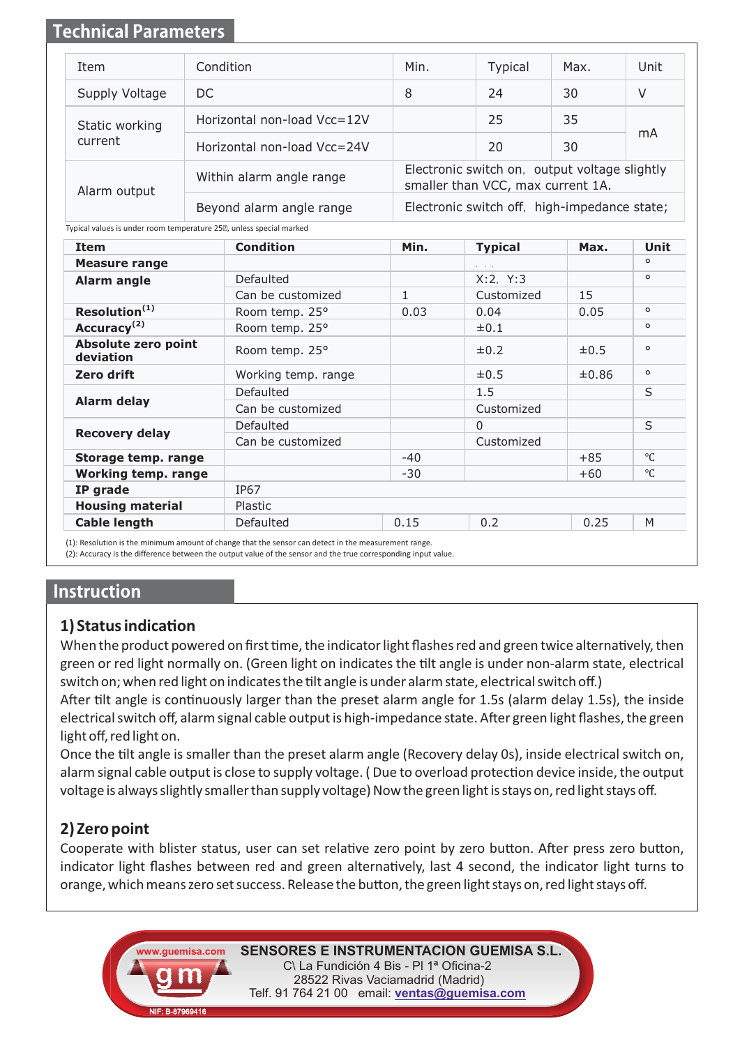## Technical Parameters

| Item | Condition | Min. | Typical | Max. | Unit |
|---|---|---|---|---|---|
| Supply Voltage | DC | 8 | 24 | 30 | V |
| Static working current | Horizontal non-load Vcc=12V | | 25 | 35 | mA |
| | Horizontal non-load Vcc=24V | | 20 | 30 | |
| Alarm output | Within alarm angle range | Electronic switch on, output voltage slightly smaller than VCC, max current 1A. | | | |
| | Beyond alarm angle range | Electronic switch off, high-impedance state; | | | |

Typical values is under room temperature 25, unless special marked

| Item | Condition | Min. | Typical | Max. | Unit |
|---|---|---|---|---|---|
| **Measure range** | | | . . . | | ° |
| **Alarm angle** | Defaulted | | X:2, Y:3 | | ° |
| | Can be customized | 1 | Customized | 15 | |
| **Resolution**(1) | Room temp. 25° | 0.03 | 0.04 | 0.05 | ° |
| **Accuracy**(2) | Room temp. 25° | | ±0.1 | | ° |
| **Absolute zero point deviation** | Room temp. 25° | | ±0.2 | ±0.5 | ° |
| **Zero drift** | Working temp. range | | ±0.5 | ±0.86 | ° |
| **Alarm delay** | Defaulted | | 1.5 | | S |
| | Can be customized | | Customized | | |
| **Recovery delay** | Defaulted | | 0 | | S |
| | Can be customized | | Customized | | |
| **Storage temp. range** | | -40 | | +85 | ℃ |
| **Working temp. range** | | -30 | | +60 | ℃ |
| **IP grade** | IP67 | | | | |
| **Housing material** | Plastic | | | | |
| **Cable length** | Defaulted | 0.15 | 0.2 | 0.25 | M |

(1): Resolution is the minimum amount of change that the sensor can detect in the measurement range.
(2): Accuracy is the difference between the output value of the sensor and the true corresponding input value.

## Instruction

### 1) Status indication

When the product powered on first time, the indicator light flashes red and green twice alternatively, then green or red light normally on. (Green light on indicates the tilt angle is under non-alarm state, electrical switch on; when red light on indicates the tilt angle is under alarm state, electrical switch off.)
After tilt angle is continuously larger than the preset alarm angle for 1.5s (alarm delay 1.5s), the inside electrical switch off, alarm signal cable output is high-impedance state. After green light flashes, the green light off, red light on.
Once the tilt angle is smaller than the preset alarm angle (Recovery delay 0s), inside electrical switch on, alarm signal cable output is close to supply voltage. ( Due to overload protection device inside, the output voltage is always slightly smaller than supply voltage) Now the green light is stays on, red light stays off.

### 2) Zero point

Cooperate with blister status, user can set relative zero point by zero button. After press zero button, indicator light flashes between red and green alternatively, last 4 second, the indicator light turns to orange, which means zero set success. Release the button, the green light stays on, red light stays off.

www.guemisa.com
**SENSORES E INSTRUMENTACION GUEMISA S.L.**
C\ La Fundición 4 Bis - Pl 1ª Oficina-2
28522 Rivas Vaciamadrid (Madrid)
Telf. 91 764 21 00 email: ventas@guemisa.com
NIF: B-87969416